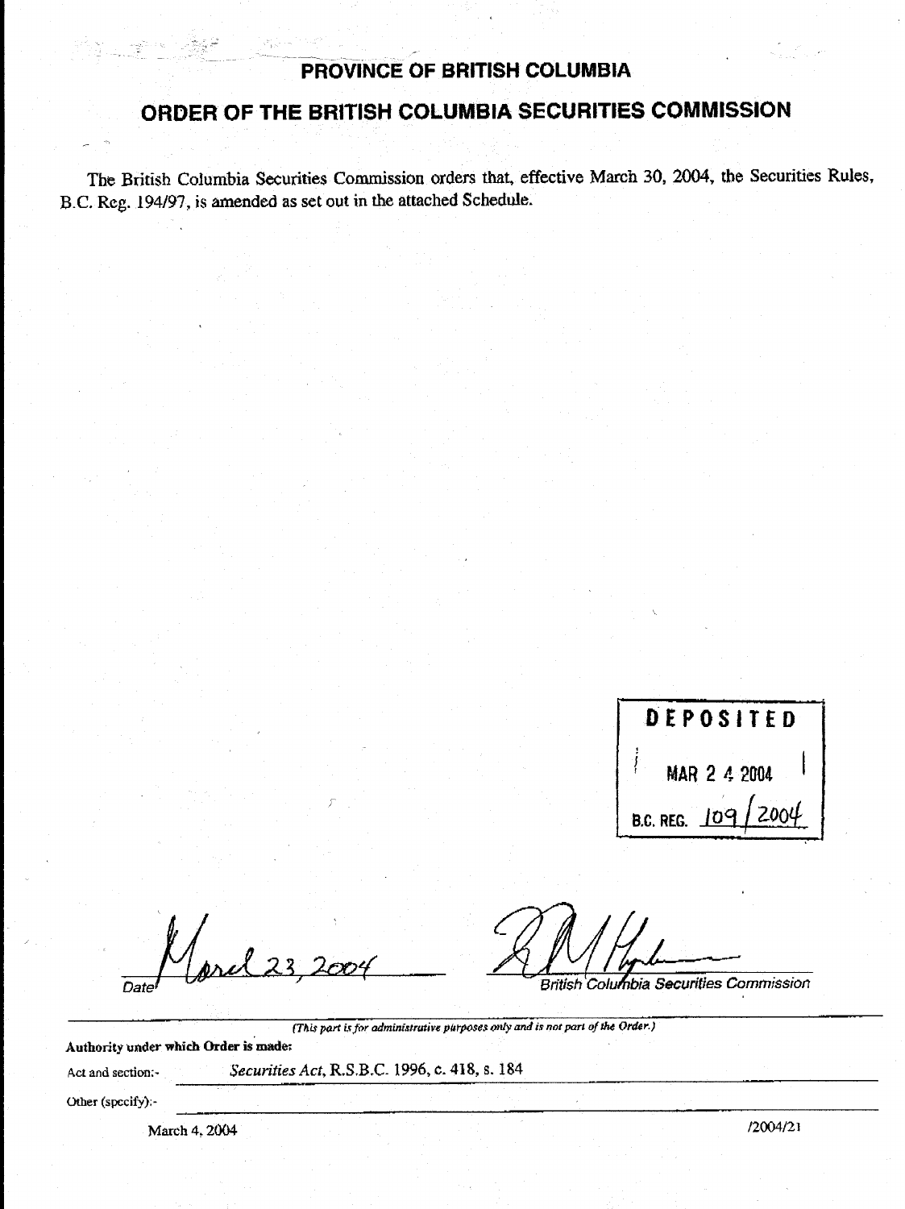## PROVINCE OF BRITISH COLUMBIA

## ORDER OF THE BRITISH COLUMBIA SECURITIES COMMISSION

The British Columbia Securities Commission orders that, effective March 30, 2004, the Securities Rules, B.C. Reg. 194/97, is amended as set out in the attached Schedule.

DEPOSITED

MAR 2 4 2004

B.C. REG. 109/2004

March 23, 2004

Date

British Columbia Securities Commission

*(This part is for administrative purposes only and is not part of the Order.)*

**Authority under which Order is made:**

Act and section:- *Securities Act*, R.S.B.C. 1996, c. 418, s. 184

Other (specify):-

March 4, 2004 /2004/21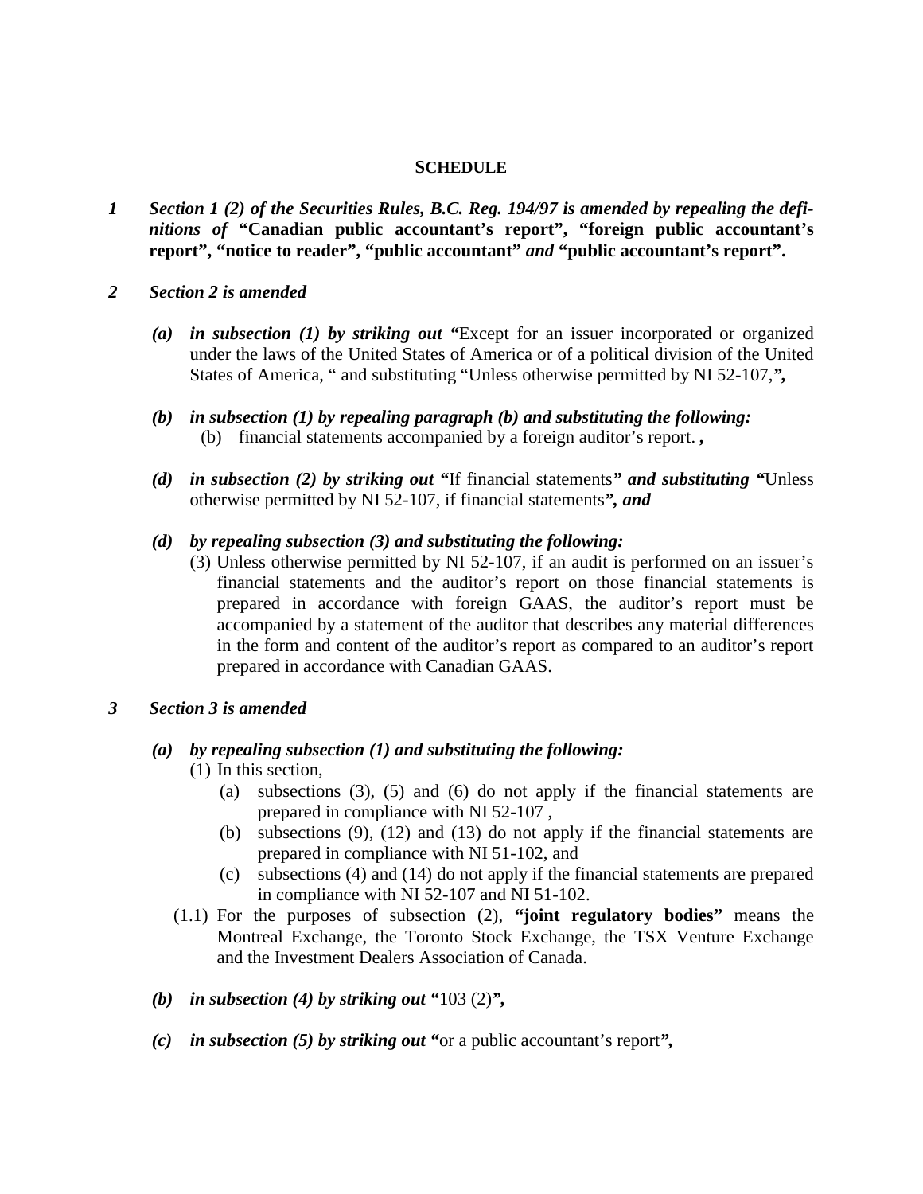**SCHEDULE**

*1* *Section 1 (2) of the Securities Rules, B.C. Reg. 194/97 is amended by repealing the definitions of* **"Canadian public accountant's report", "foreign public accountant's report", "notice to reader", "public accountant"** *and* **"public accountant's report".**

*2* *Section 2 is amended*

*(a)* ***in subsection (1) by striking out "***Except for an issuer incorporated or organized under the laws of the United States of America or of a political division of the United States of America, " and substituting "Unless otherwise permitted by NI 52-107,***",***

*(b)* ***in subsection (1) by repealing paragraph (b) and substituting the following:***

(b) financial statements accompanied by a foreign auditor's report. **,**

*(d)* ***in subsection (2) by striking out "***If financial statements***" and substituting "***Unless otherwise permitted by NI 52-107, if financial statements***", and***

*(d)* ***by repealing subsection (3) and substituting the following:***

(3) Unless otherwise permitted by NI 52-107, if an audit is performed on an issuer's financial statements and the auditor's report on those financial statements is prepared in accordance with foreign GAAS, the auditor's report must be accompanied by a statement of the auditor that describes any material differences in the form and content of the auditor's report as compared to an auditor's report prepared in accordance with Canadian GAAS.

*3* *Section 3 is amended*

*(a)* ***by repealing subsection (1) and substituting the following:***

(1) In this section,

(a) subsections (3), (5) and (6) do not apply if the financial statements are prepared in compliance with NI 52-107 ,

(b) subsections (9), (12) and (13) do not apply if the financial statements are prepared in compliance with NI 51-102, and

(c) subsections (4) and (14) do not apply if the financial statements are prepared in compliance with NI 52-107 and NI 51-102.

(1.1) For the purposes of subsection (2), **"joint regulatory bodies"** means the Montreal Exchange, the Toronto Stock Exchange, the TSX Venture Exchange and the Investment Dealers Association of Canada.

*(b)* ***in subsection (4) by striking out "***103 (2)***",***

*(c)* ***in subsection (5) by striking out "***or a public accountant's report***",***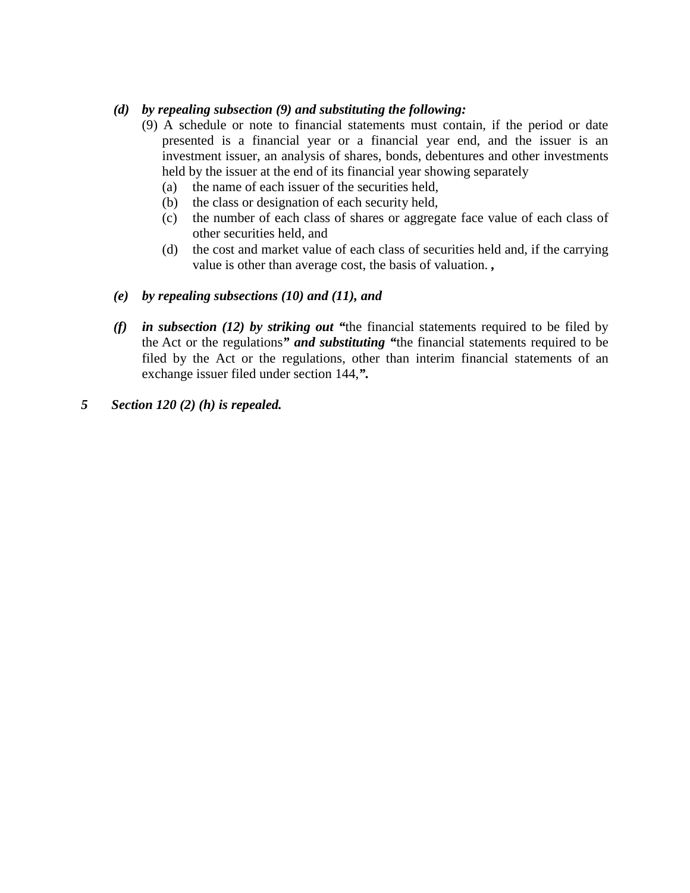*(d)* ***by repealing subsection (9) and substituting the following:***

(9) A schedule or note to financial statements must contain, if the period or date presented is a financial year or a financial year end, and the issuer is an investment issuer, an analysis of shares, bonds, debentures and other investments held by the issuer at the end of its financial year showing separately

- (a) the name of each issuer of the securities held,
- (b) the class or designation of each security held,
- (c) the number of each class of shares or aggregate face value of each class of other securities held, and
- (d) the cost and market value of each class of securities held and, if the carrying value is other than average cost, the basis of valuation. ***,***

*(e)* ***by repealing subsections (10) and (11), and***

*(f)* ***in subsection (12) by striking out "***the financial statements required to be filed by the Act or the regulations***" and substituting "***the financial statements required to be filed by the Act or the regulations, other than interim financial statements of an exchange issuer filed under section 144,***".***

***5 Section 120 (2) (h) is repealed.***